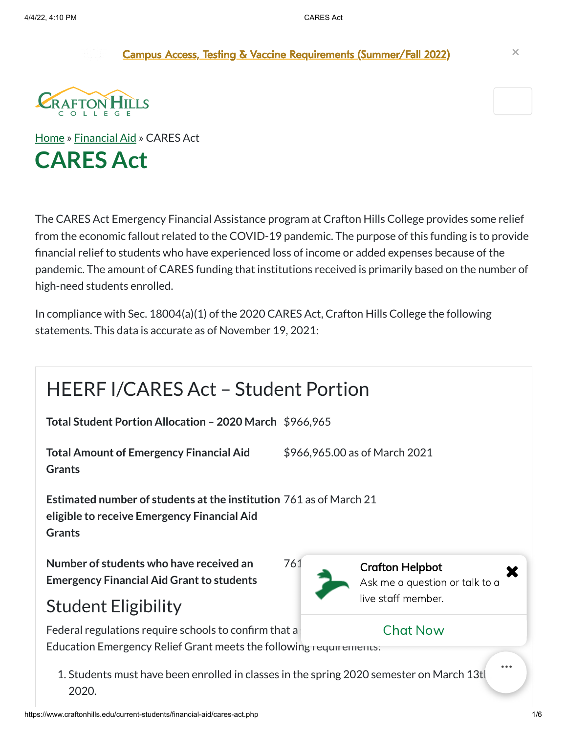Campus Access, Testing & Vaccine Requirements (Summer/Fall 2022)

Home » Financial Aid » CARES Act

# CARES Act

The CARES Act Emergency Financial Assistance program at Crafton Hills College provides some relief from the economic fallout related to the COVID-19 pandemic. The purpose of this funding is to provide financial relief to students who have experienced loss of income or added expenses because of the pandemic. The amount of CARES funding that institutions received is primarily based on the number of high-need students enrolled.

In compliance with Sec. 18004(a)(1) of the 2020 CARES Act, Crafton Hills College the following statements. This data is accurate as of November 19, 2021:

## HEERF I/CARES Act – Student Portion

| | |
|---|---|
| **Total Student Portion Allocation – 2020 March** | $966,965 |
| **Total Amount of Emergency Financial Aid Grants** | $966,965.00 as of March 2021 |
| **Estimated number of students at the institution eligible to receive Emergency Financial Aid Grants** | 761 as of March 21 |
| **Number of students who have received an Emergency Financial Aid Grant to students** | 761 |

## Student Eligibility

Federal regulations require schools to confirm that a student receiving a Higher Education Emergency Relief Grant meets the following requirements:

1. Students must have been enrolled in classes in the spring 2020 semester on March 13th, 2020.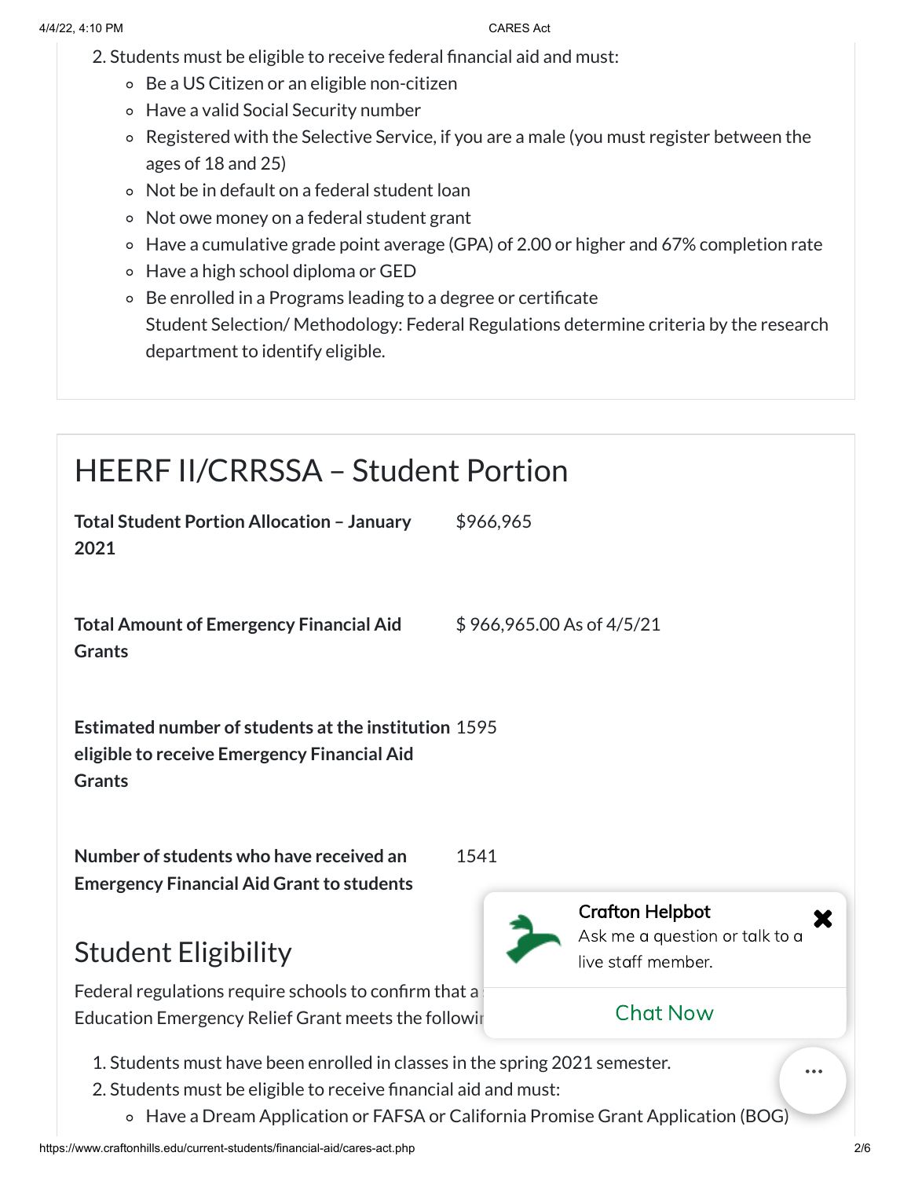2. Students must be eligible to receive federal financial aid and must:
    - Be a US Citizen or an eligible non-citizen
    - Have a valid Social Security number
    - Registered with the Selective Service, if you are a male (you must register between the ages of 18 and 25)
    - Not be in default on a federal student loan
    - Not owe money on a federal student grant
    - Have a cumulative grade point average (GPA) of 2.00 or higher and 67% completion rate
    - Have a high school diploma or GED
    - Be enrolled in a Programs leading to a degree or certificate
      Student Selection/ Methodology: Federal Regulations determine criteria by the research department to identify eligible.

## HEERF II/CRRSSA – Student Portion

| | |
|---|---|
| **Total Student Portion Allocation – January 2021** | $966,965 |
| **Total Amount of Emergency Financial Aid Grants** | $ 966,965.00 As of 4/5/21 |
| **Estimated number of students at the institution eligible to receive Emergency Financial Aid Grants** | 1595 |
| **Number of students who have received an Emergency Financial Aid Grant to students** | 1541 |

## Student Eligibility

Federal regulations require schools to confirm that a Education Emergency Relief Grant meets the followi

Crafton Helpbot
Ask me a question or talk to a live staff member.

Chat Now

1. Students must have been enrolled in classes in the spring 2021 semester.
2. Students must be eligible to receive financial aid and must:
    - Have a Dream Application or FAFSA or California Promise Grant Application (BOG)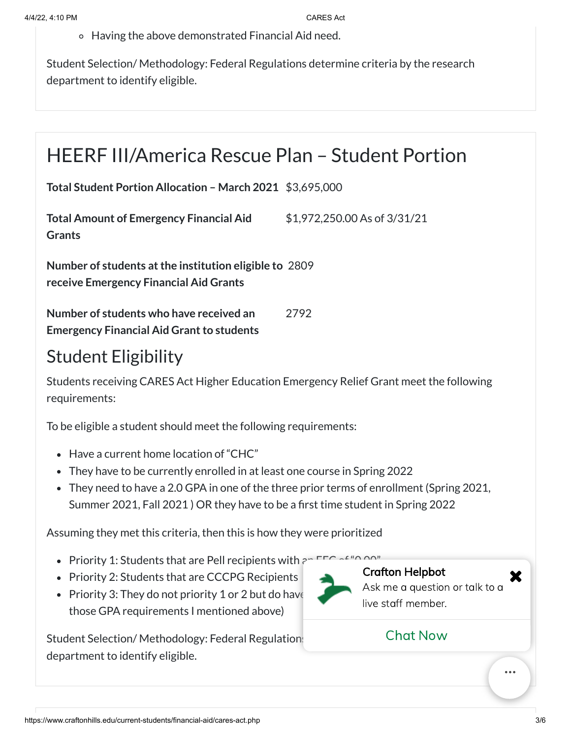- Having the above demonstrated Financial Aid need.

Student Selection/ Methodology: Federal Regulations determine criteria by the research department to identify eligible.

## HEERF III/America Rescue Plan – Student Portion

| | |
|---|---|
| **Total Student Portion Allocation – March 2021** | $3,695,000 |
| **Total Amount of Emergency Financial Aid Grants** | $1,972,250.00 As of 3/31/21 |
| **Number of students at the institution eligible to receive Emergency Financial Aid Grants** | 2809 |
| **Number of students who have received an Emergency Financial Aid Grant to students** | 2792 |

## Student Eligibility

Students receiving CARES Act Higher Education Emergency Relief Grant meet the following requirements:

To be eligible a student should meet the following requirements:

- Have a current home location of "CHC"
- They have to be currently enrolled in at least one course in Spring 2022
- They need to have a 2.0 GPA in one of the three prior terms of enrollment (Spring 2021, Summer 2021, Fall 2021 ) OR they have to be a first time student in Spring 2022

Assuming they met this criteria, then this is how they were prioritized

- Priority 1: Students that are Pell recipients with an EFC of "0.00"
- Priority 2: Students that are CCCPG Recipients
- Priority 3: They do not priority 1 or 2 but do have those GPA requirements I mentioned above)

Student Selection/ Methodology: Federal Regulations department to identify eligible.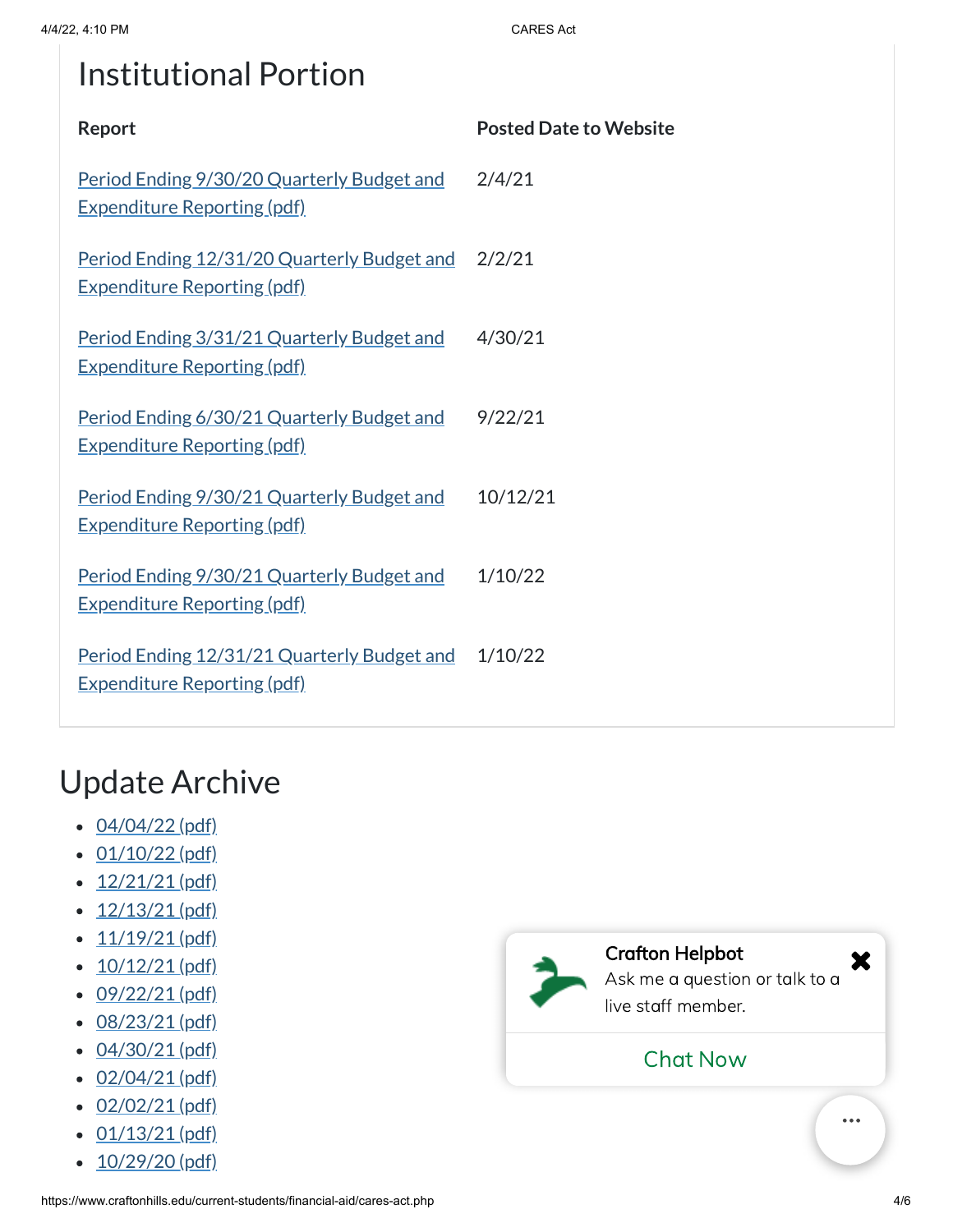# Institutional Portion

| Report | Posted Date to Website |
|---|---|
| Period Ending 9/30/20 Quarterly Budget and Expenditure Reporting (pdf) | 2/4/21 |
| Period Ending 12/31/20 Quarterly Budget and Expenditure Reporting (pdf) | 2/2/21 |
| Period Ending 3/31/21 Quarterly Budget and Expenditure Reporting (pdf) | 4/30/21 |
| Period Ending 6/30/21 Quarterly Budget and Expenditure Reporting (pdf) | 9/22/21 |
| Period Ending 9/30/21 Quarterly Budget and Expenditure Reporting (pdf) | 10/12/21 |
| Period Ending 9/30/21 Quarterly Budget and Expenditure Reporting (pdf) | 1/10/22 |
| Period Ending 12/31/21 Quarterly Budget and Expenditure Reporting (pdf) | 1/10/22 |

# Update Archive

- 04/04/22 (pdf)
- 01/10/22 (pdf)
- 12/21/21 (pdf)
- 12/13/21 (pdf)
- 11/19/21 (pdf)
- 10/12/21 (pdf)
- 09/22/21 (pdf)
- 08/23/21 (pdf)
- 04/30/21 (pdf)
- 02/04/21 (pdf)
- 02/02/21 (pdf)
- 01/13/21 (pdf)
- 10/29/20 (pdf)

**Crafton Helpbot**
Ask me a question or talk to a live staff member.

Chat Now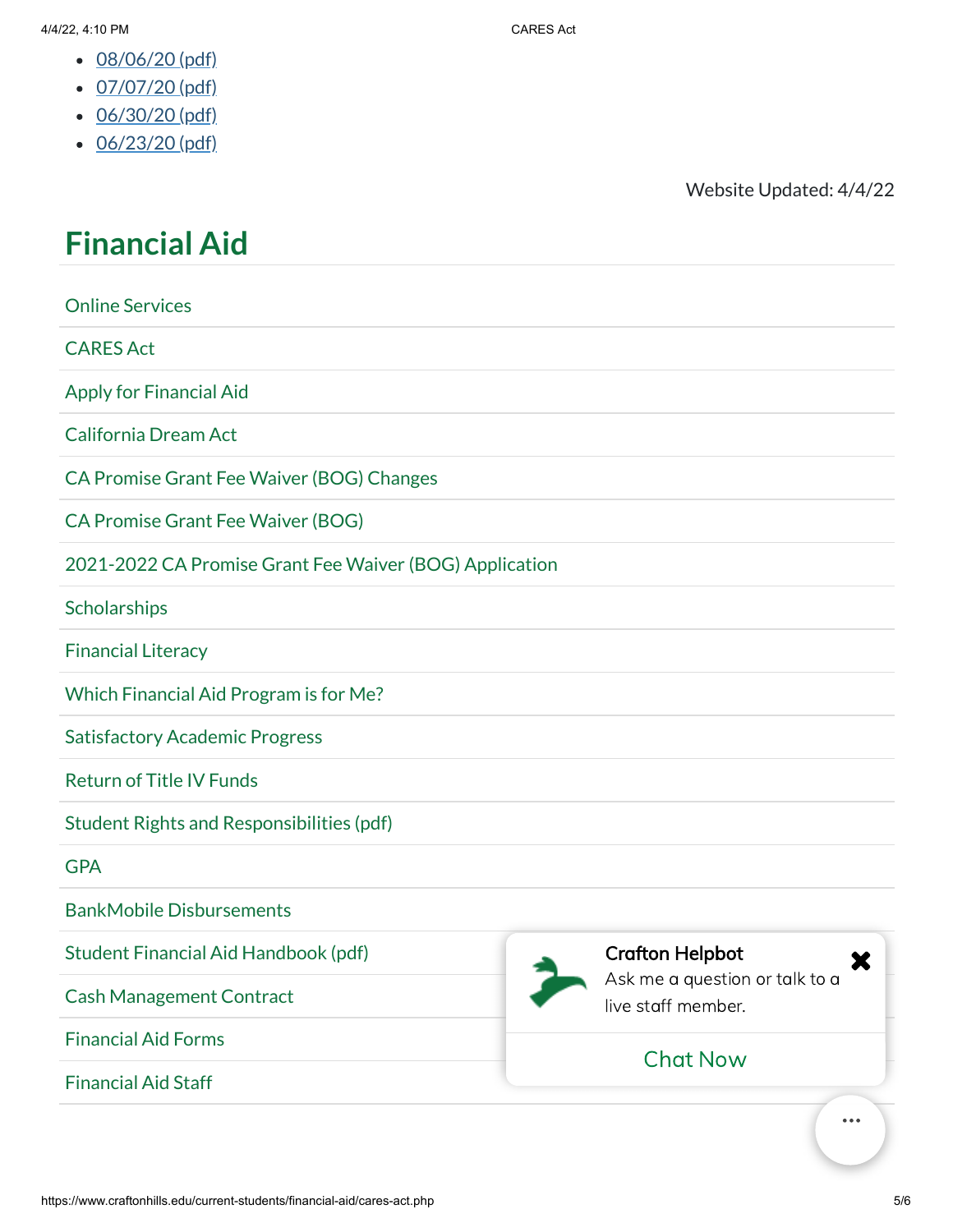- 08/06/20 (pdf)
- 07/07/20 (pdf)
- 06/30/20 (pdf)
- 06/23/20 (pdf)

Website Updated: 4/4/22

# Financial Aid

- Online Services
- CARES Act
- Apply for Financial Aid
- California Dream Act
- CA Promise Grant Fee Waiver (BOG) Changes
- CA Promise Grant Fee Waiver (BOG)
- 2021-2022 CA Promise Grant Fee Waiver (BOG) Application
- Scholarships
- Financial Literacy
- Which Financial Aid Program is for Me?
- Satisfactory Academic Progress
- Return of Title IV Funds
- Student Rights and Responsibilities (pdf)
- GPA
- BankMobile Disbursements
- Student Financial Aid Handbook (pdf)
- Cash Management Contract
- Financial Aid Forms
- Financial Aid Staff

Crafton Helpbot
Ask me a question or talk to a live staff member.

Chat Now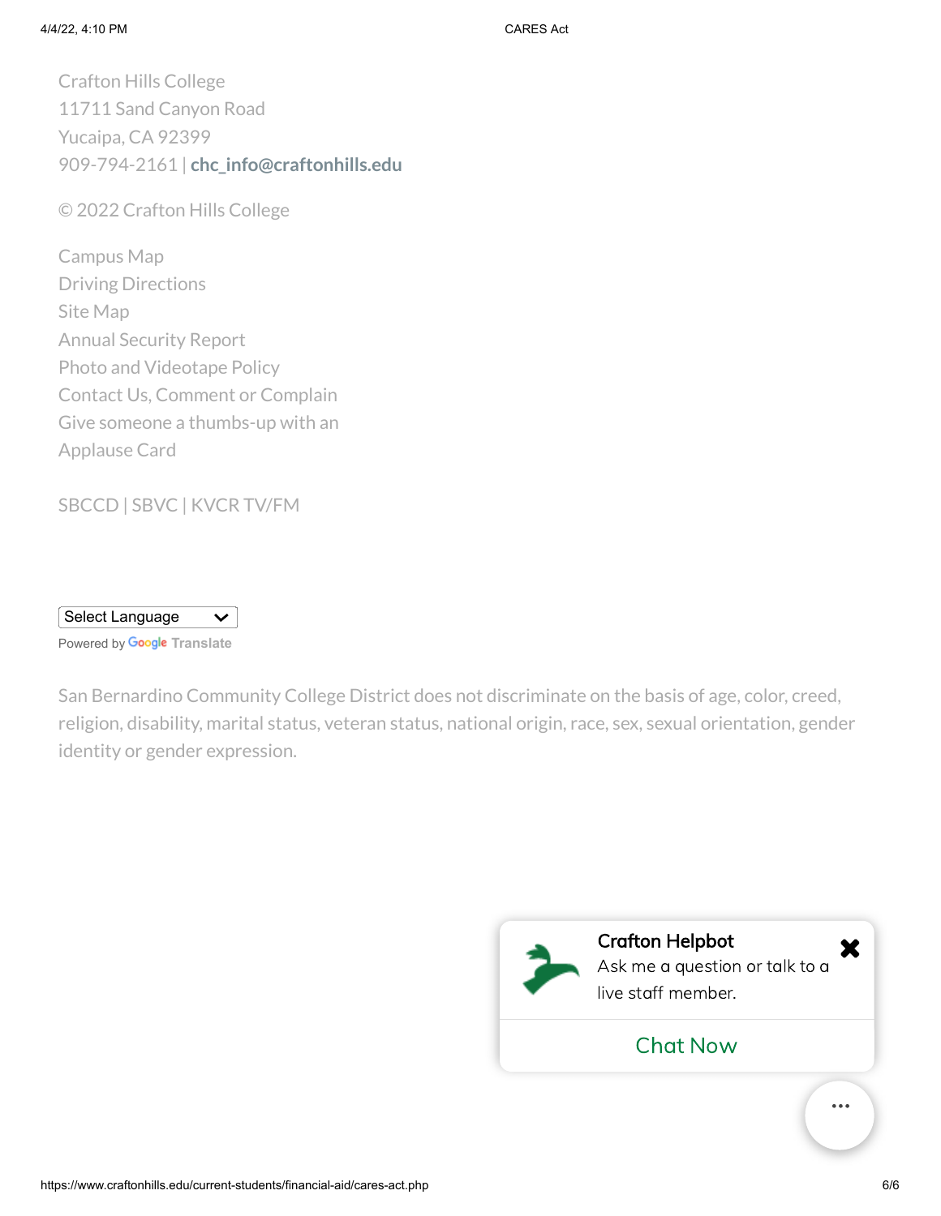Crafton Hills College
11711 Sand Canyon Road
Yucaipa, CA 92399
909-794-2161 | **chc_info@craftonhills.edu**

© 2022 Crafton Hills College

Campus Map
Driving Directions
Site Map
Annual Security Report
Photo and Videotape Policy
Contact Us, Comment or Complain
Give someone a thumbs-up with an Applause Card

SBCCD | SBVC | KVCR TV/FM

Select Language

Powered by Google Translate

San Bernardino Community College District does not discriminate on the basis of age, color, creed, religion, disability, marital status, veteran status, national origin, race, sex, sexual orientation, gender identity or gender expression.

**Crafton Helpbot**
Ask me a question or talk to a live staff member.

Chat Now